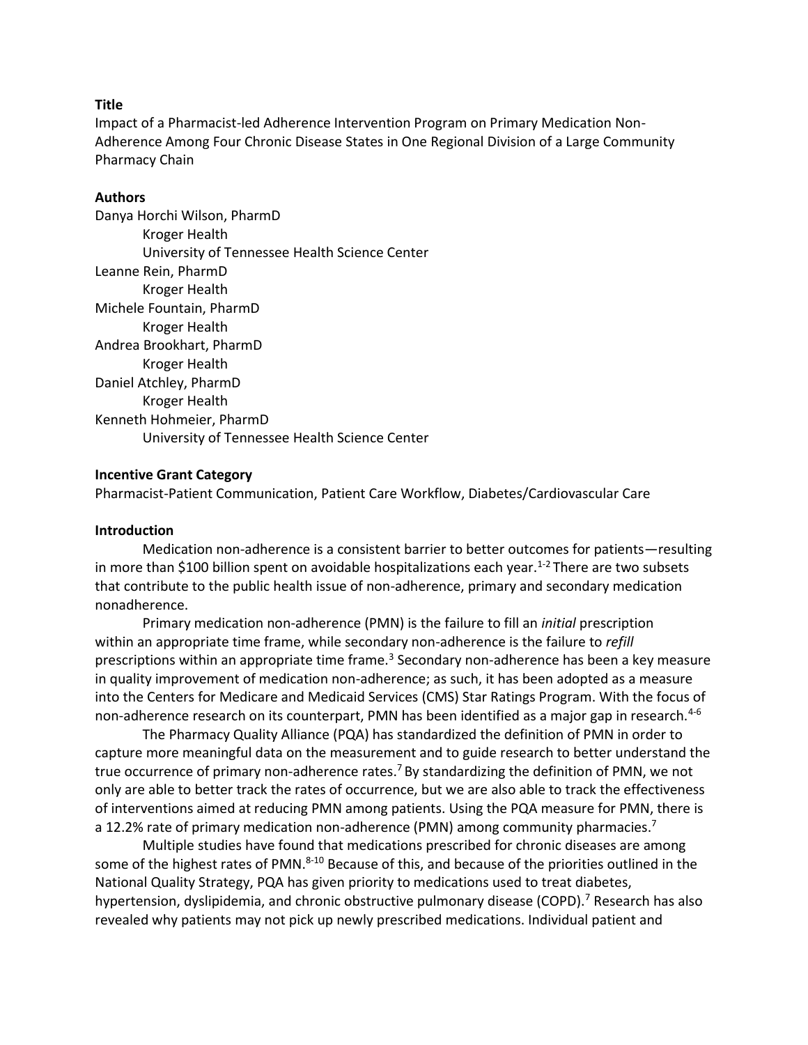**Title**

Impact of a Pharmacist-led Adherence Intervention Program on Primary Medication Non-Adherence Among Four Chronic Disease States in One Regional Division of a Large Community Pharmacy Chain

**Authors**

Danya Horchi Wilson, PharmD
 Kroger Health
 University of Tennessee Health Science Center
Leanne Rein, PharmD
 Kroger Health
Michele Fountain, PharmD
 Kroger Health
Andrea Brookhart, PharmD
 Kroger Health
Daniel Atchley, PharmD
 Kroger Health
Kenneth Hohmeier, PharmD
 University of Tennessee Health Science Center

**Incentive Grant Category**

Pharmacist-Patient Communication, Patient Care Workflow, Diabetes/Cardiovascular Care

**Introduction**

Medication non-adherence is a consistent barrier to better outcomes for patients—resulting in more than $100 billion spent on avoidable hospitalizations each year.[1-2] There are two subsets that contribute to the public health issue of non-adherence, primary and secondary medication nonadherence.

Primary medication non-adherence (PMN) is the failure to fill an *initial* prescription within an appropriate time frame, while secondary non-adherence is the failure to *refill* prescriptions within an appropriate time frame.[3] Secondary non-adherence has been a key measure in quality improvement of medication non-adherence; as such, it has been adopted as a measure into the Centers for Medicare and Medicaid Services (CMS) Star Ratings Program. With the focus of non-adherence research on its counterpart, PMN has been identified as a major gap in research.[4-6]

The Pharmacy Quality Alliance (PQA) has standardized the definition of PMN in order to capture more meaningful data on the measurement and to guide research to better understand the true occurrence of primary non-adherence rates.[7] By standardizing the definition of PMN, we not only are able to better track the rates of occurrence, but we are also able to track the effectiveness of interventions aimed at reducing PMN among patients. Using the PQA measure for PMN, there is a 12.2% rate of primary medication non-adherence (PMN) among community pharmacies.[7]

Multiple studies have found that medications prescribed for chronic diseases are among some of the highest rates of PMN.[8-10] Because of this, and because of the priorities outlined in the National Quality Strategy, PQA has given priority to medications used to treat diabetes, hypertension, dyslipidemia, and chronic obstructive pulmonary disease (COPD).[7] Research has also revealed why patients may not pick up newly prescribed medications. Individual patient and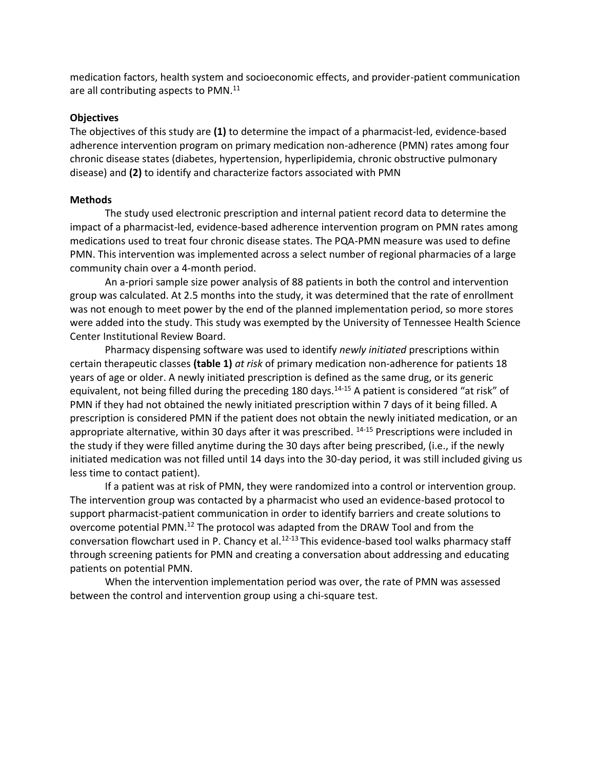medication factors, health system and socioeconomic effects, and provider-patient communication are all contributing aspects to PMN.[11]

**Objectives**

The objectives of this study are **(1)** to determine the impact of a pharmacist-led, evidence-based adherence intervention program on primary medication non-adherence (PMN) rates among four chronic disease states (diabetes, hypertension, hyperlipidemia, chronic obstructive pulmonary disease) and **(2)** to identify and characterize factors associated with PMN

**Methods**

The study used electronic prescription and internal patient record data to determine the impact of a pharmacist-led, evidence-based adherence intervention program on PMN rates among medications used to treat four chronic disease states. The PQA-PMN measure was used to define PMN. This intervention was implemented across a select number of regional pharmacies of a large community chain over a 4-month period.

An a-priori sample size power analysis of 88 patients in both the control and intervention group was calculated. At 2.5 months into the study, it was determined that the rate of enrollment was not enough to meet power by the end of the planned implementation period, so more stores were added into the study. This study was exempted by the University of Tennessee Health Science Center Institutional Review Board.

Pharmacy dispensing software was used to identify *newly initiated* prescriptions within certain therapeutic classes **(table 1)** *at risk* of primary medication non-adherence for patients 18 years of age or older. A newly initiated prescription is defined as the same drug, or its generic equivalent, not being filled during the preceding 180 days.[14-15] A patient is considered "at risk" of PMN if they had not obtained the newly initiated prescription within 7 days of it being filled. A prescription is considered PMN if the patient does not obtain the newly initiated medication, or an appropriate alternative, within 30 days after it was prescribed. [14-15] Prescriptions were included in the study if they were filled anytime during the 30 days after being prescribed, (i.e., if the newly initiated medication was not filled until 14 days into the 30-day period, it was still included giving us less time to contact patient).

If a patient was at risk of PMN, they were randomized into a control or intervention group. The intervention group was contacted by a pharmacist who used an evidence-based protocol to support pharmacist-patient communication in order to identify barriers and create solutions to overcome potential PMN.[12] The protocol was adapted from the DRAW Tool and from the conversation flowchart used in P. Chancy et al.[12-13] This evidence-based tool walks pharmacy staff through screening patients for PMN and creating a conversation about addressing and educating patients on potential PMN.

When the intervention implementation period was over, the rate of PMN was assessed between the control and intervention group using a chi-square test.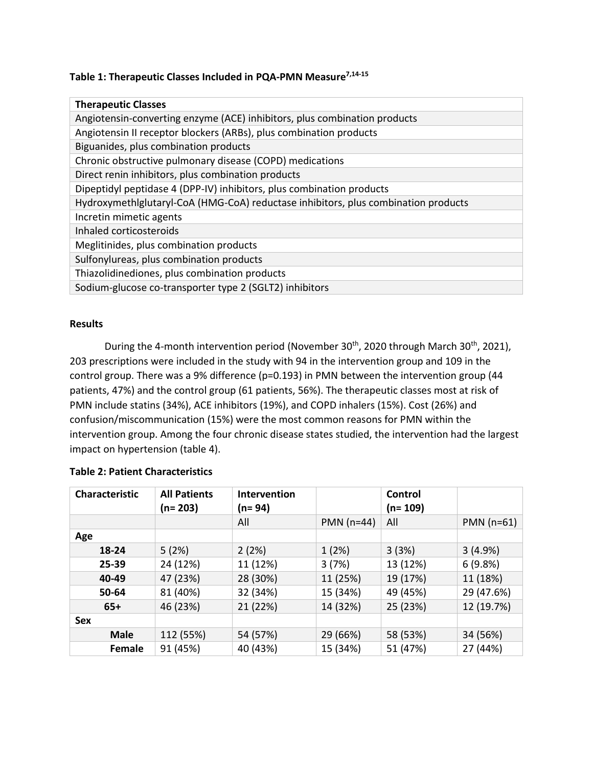**Table 1: Therapeutic Classes Included in PQA-PMN Measure[7,14-15]**

| Therapeutic Classes |
|---|
| Angiotensin-converting enzyme (ACE) inhibitors, plus combination products |
| Angiotensin II receptor blockers (ARBs), plus combination products |
| Biguanides, plus combination products |
| Chronic obstructive pulmonary disease (COPD) medications |
| Direct renin inhibitors, plus combination products |
| Dipeptidyl peptidase 4 (DPP-IV) inhibitors, plus combination products |
| Hydroxymethlglutaryl-CoA (HMG-CoA) reductase inhibitors, plus combination products |
| Incretin mimetic agents |
| Inhaled corticosteroids |
| Meglitinides, plus combination products |
| Sulfonylureas, plus combination products |
| Thiazolidinediones, plus combination products |
| Sodium-glucose co-transporter type 2 (SGLT2) inhibitors |

**Results**

During the 4-month intervention period (November 30th, 2020 through March 30th, 2021), 203 prescriptions were included in the study with 94 in the intervention group and 109 in the control group. There was a 9% difference (p=0.193) in PMN between the intervention group (44 patients, 47%) and the control group (61 patients, 56%). The therapeutic classes most at risk of PMN include statins (34%), ACE inhibitors (19%), and COPD inhalers (15%). Cost (26%) and confusion/miscommunication (15%) were the most common reasons for PMN within the intervention group. Among the four chronic disease states studied, the intervention had the largest impact on hypertension (table 4).

**Table 2: Patient Characteristics**

| Characteristic | All Patients (n= 203) | Intervention (n= 94) | | Control (n= 109) | |
|---|---|---|---|---|---|
| | | All | PMN (n=44) | All | PMN (n=61) |
| **Age** | | | | | |
| **18-24** | 5 (2%) | 2 (2%) | 1 (2%) | 3 (3%) | 3 (4.9%) |
| **25-39** | 24 (12%) | 11 (12%) | 3 (7%) | 13 (12%) | 6 (9.8%) |
| **40-49** | 47 (23%) | 28 (30%) | 11 (25%) | 19 (17%) | 11 (18%) |
| **50-64** | 81 (40%) | 32 (34%) | 15 (34%) | 49 (45%) | 29 (47.6%) |
| **65+** | 46 (23%) | 21 (22%) | 14 (32%) | 25 (23%) | 12 (19.7%) |
| **Sex** | | | | | |
| **Male** | 112 (55%) | 54 (57%) | 29 (66%) | 58 (53%) | 34 (56%) |
| **Female** | 91 (45%) | 40 (43%) | 15 (34%) | 51 (47%) | 27 (44%) |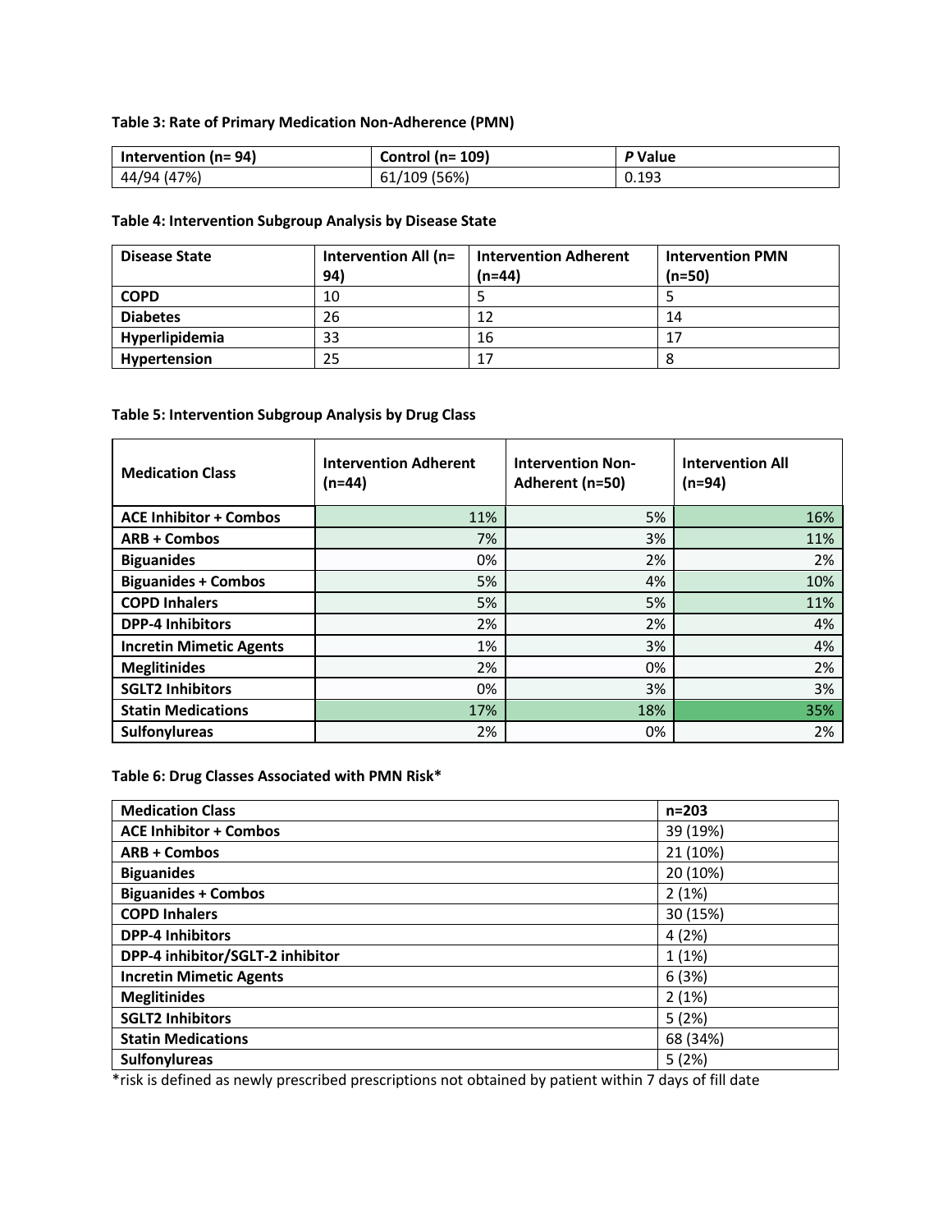**Table 3: Rate of Primary Medication Non-Adherence (PMN)**

| Intervention (n= 94) | Control (n= 109) | *P* Value |
|---|---|---|
| 44/94 (47%) | 61/109 (56%) | 0.193 |

**Table 4: Intervention Subgroup Analysis by Disease State**

| Disease State | Intervention All (n= 94) | Intervention Adherent (n=44) | Intervention PMN (n=50) |
|---|---|---|---|
| **COPD** | 10 | 5 | 5 |
| **Diabetes** | 26 | 12 | 14 |
| **Hyperlipidemia** | 33 | 16 | 17 |
| **Hypertension** | 25 | 17 | 8 |

**Table 5: Intervention Subgroup Analysis by Drug Class**

| Medication Class | Intervention Adherent (n=44) | Intervention Non-Adherent (n=50) | Intervention All (n=94) |
|---|---|---|---|
| **ACE Inhibitor + Combos** | 11% | 5% | 16% |
| **ARB + Combos** | 7% | 3% | 11% |
| **Biguanides** | 0% | 2% | 2% |
| **Biguanides + Combos** | 5% | 4% | 10% |
| **COPD Inhalers** | 5% | 5% | 11% |
| **DPP-4 Inhibitors** | 2% | 2% | 4% |
| **Incretin Mimetic Agents** | 1% | 3% | 4% |
| **Meglitinides** | 2% | 0% | 2% |
| **SGLT2 Inhibitors** | 0% | 3% | 3% |
| **Statin Medications** | 17% | 18% | 35% |
| **Sulfonylureas** | 2% | 0% | 2% |

**Table 6: Drug Classes Associated with PMN Risk***

| Medication Class | n=203 |
|---|---|
| **ACE Inhibitor + Combos** | 39 (19%) |
| **ARB + Combos** | 21 (10%) |
| **Biguanides** | 20 (10%) |
| **Biguanides + Combos** | 2 (1%) |
| **COPD Inhalers** | 30 (15%) |
| **DPP-4 Inhibitors** | 4 (2%) |
| **DPP-4 inhibitor/SGLT-2 inhibitor** | 1 (1%) |
| **Incretin Mimetic Agents** | 6 (3%) |
| **Meglitinides** | 2 (1%) |
| **SGLT2 Inhibitors** | 5 (2%) |
| **Statin Medications** | 68 (34%) |
| **Sulfonylureas** | 5 (2%) |

*risk is defined as newly prescribed prescriptions not obtained by patient within 7 days of fill date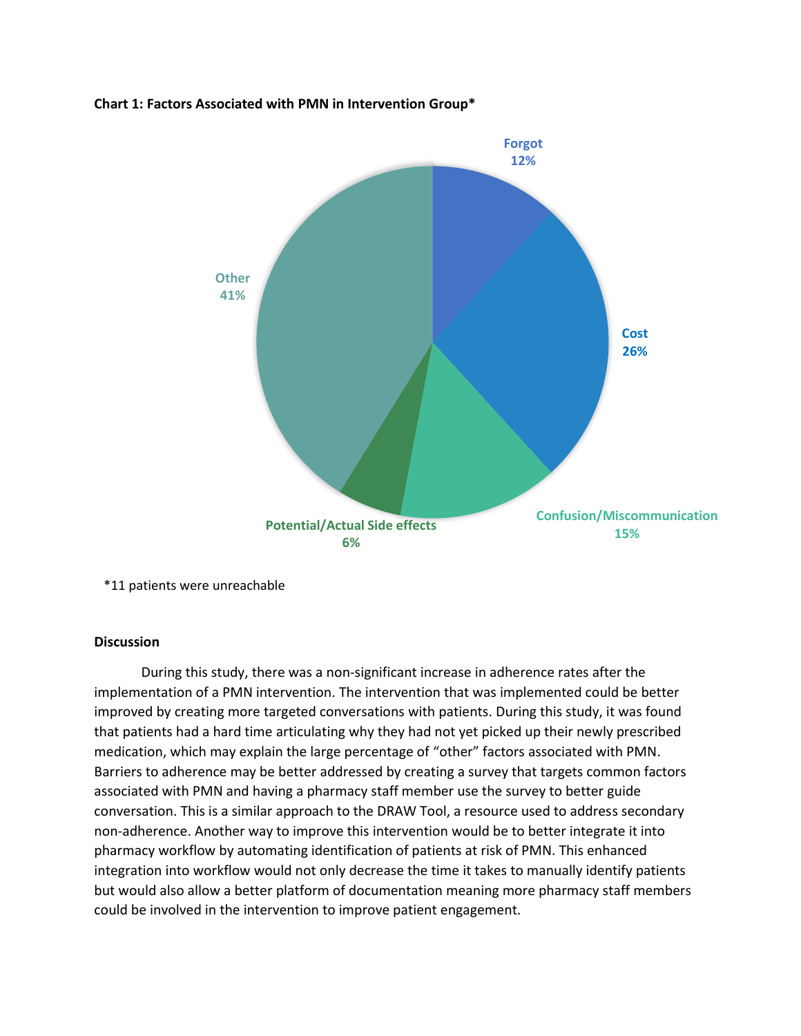**Chart 1: Factors Associated with PMN in Intervention Group***

Forgot 12%

Cost 26%

Confusion/Miscommunication 15%

Potential/Actual Side effects 6%

Other 41%

*11 patients were unreachable

**Discussion**

During this study, there was a non-significant increase in adherence rates after the implementation of a PMN intervention. The intervention that was implemented could be better improved by creating more targeted conversations with patients. During this study, it was found that patients had a hard time articulating why they had not yet picked up their newly prescribed medication, which may explain the large percentage of "other" factors associated with PMN. Barriers to adherence may be better addressed by creating a survey that targets common factors associated with PMN and having a pharmacy staff member use the survey to better guide conversation. This is a similar approach to the DRAW Tool, a resource used to address secondary non-adherence. Another way to improve this intervention would be to better integrate it into pharmacy workflow by automating identification of patients at risk of PMN. This enhanced integration into workflow would not only decrease the time it takes to manually identify patients but would also allow a better platform of documentation meaning more pharmacy staff members could be involved in the intervention to improve patient engagement.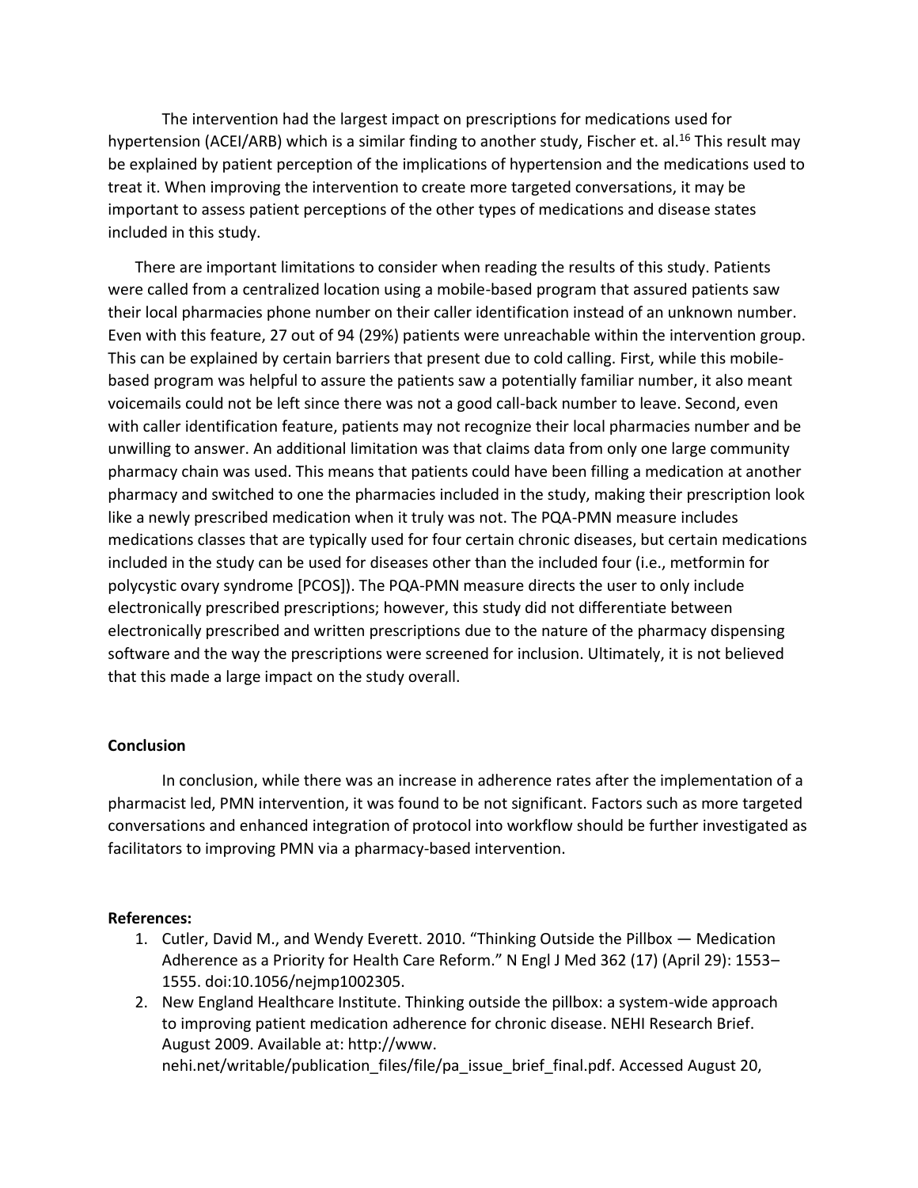The intervention had the largest impact on prescriptions for medications used for hypertension (ACEI/ARB) which is a similar finding to another study, Fischer et. al.[16] This result may be explained by patient perception of the implications of hypertension and the medications used to treat it. When improving the intervention to create more targeted conversations, it may be important to assess patient perceptions of the other types of medications and disease states included in this study.

There are important limitations to consider when reading the results of this study. Patients were called from a centralized location using a mobile-based program that assured patients saw their local pharmacies phone number on their caller identification instead of an unknown number. Even with this feature, 27 out of 94 (29%) patients were unreachable within the intervention group. This can be explained by certain barriers that present due to cold calling. First, while this mobile-based program was helpful to assure the patients saw a potentially familiar number, it also meant voicemails could not be left since there was not a good call-back number to leave. Second, even with caller identification feature, patients may not recognize their local pharmacies number and be unwilling to answer. An additional limitation was that claims data from only one large community pharmacy chain was used. This means that patients could have been filling a medication at another pharmacy and switched to one the pharmacies included in the study, making their prescription look like a newly prescribed medication when it truly was not. The PQA-PMN measure includes medications classes that are typically used for four certain chronic diseases, but certain medications included in the study can be used for diseases other than the included four (i.e., metformin for polycystic ovary syndrome [PCOS]). The PQA-PMN measure directs the user to only include electronically prescribed prescriptions; however, this study did not differentiate between electronically prescribed and written prescriptions due to the nature of the pharmacy dispensing software and the way the prescriptions were screened for inclusion. Ultimately, it is not believed that this made a large impact on the study overall.

**Conclusion**

In conclusion, while there was an increase in adherence rates after the implementation of a pharmacist led, PMN intervention, it was found to be not significant. Factors such as more targeted conversations and enhanced integration of protocol into workflow should be further investigated as facilitators to improving PMN via a pharmacy-based intervention.

**References:**

1. Cutler, David M., and Wendy Everett. 2010. "Thinking Outside the Pillbox — Medication Adherence as a Priority for Health Care Reform." N Engl J Med 362 (17) (April 29): 1553–1555. doi:10.1056/nejmp1002305.
2. New England Healthcare Institute. Thinking outside the pillbox: a system-wide approach to improving patient medication adherence for chronic disease. NEHI Research Brief. August 2009. Available at: http://www. nehi.net/writable/publication_files/file/pa_issue_brief_final.pdf. Accessed August 20,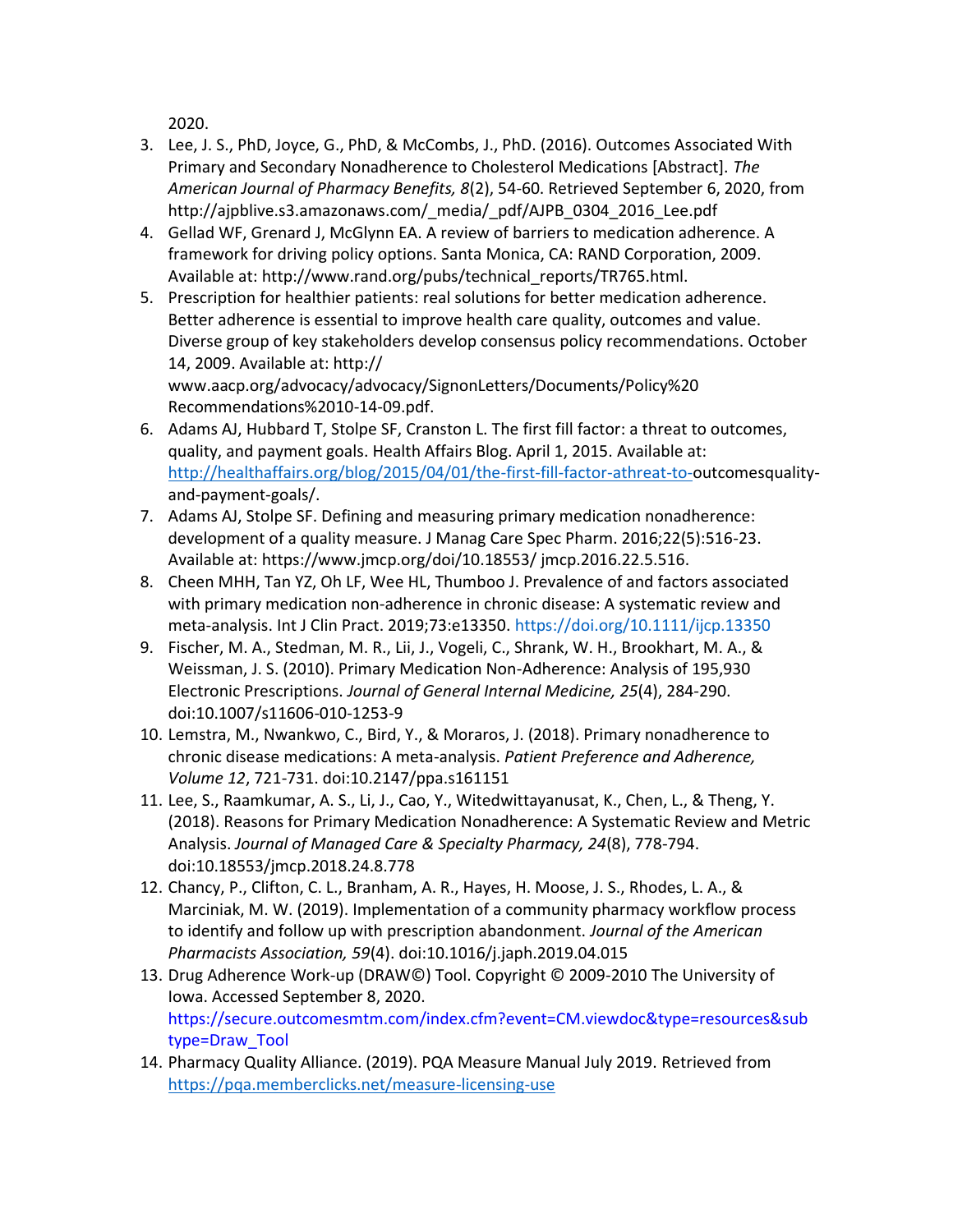2020.

3. Lee, J. S., PhD, Joyce, G., PhD, & McCombs, J., PhD. (2016). Outcomes Associated With Primary and Secondary Nonadherence to Cholesterol Medications [Abstract]. *The American Journal of Pharmacy Benefits, 8*(2), 54-60. Retrieved September 6, 2020, from http://ajpblive.s3.amazonaws.com/_media/_pdf/AJPB_0304_2016_Lee.pdf
4. Gellad WF, Grenard J, McGlynn EA. A review of barriers to medication adherence. A framework for driving policy options. Santa Monica, CA: RAND Corporation, 2009. Available at: http://www.rand.org/pubs/technical_reports/TR765.html.
5. Prescription for healthier patients: real solutions for better medication adherence. Better adherence is essential to improve health care quality, outcomes and value. Diverse group of key stakeholders develop consensus policy recommendations. October 14, 2009. Available at: http:// www.aacp.org/advocacy/advocacy/SignonLetters/Documents/Policy%20 Recommendations%2010-14-09.pdf.
6. Adams AJ, Hubbard T, Stolpe SF, Cranston L. The first fill factor: a threat to outcomes, quality, and payment goals. Health Affairs Blog. April 1, 2015. Available at: http://healthaffairs.org/blog/2015/04/01/the-first-fill-factor-athreat-to-outcomesquality-and-payment-goals/.
7. Adams AJ, Stolpe SF. Defining and measuring primary medication nonadherence: development of a quality measure. J Manag Care Spec Pharm. 2016;22(5):516-23. Available at: https://www.jmcp.org/doi/10.18553/ jmcp.2016.22.5.516.
8. Cheen MHH, Tan YZ, Oh LF, Wee HL, Thumboo J. Prevalence of and factors associated with primary medication non-adherence in chronic disease: A systematic review and meta-analysis. Int J Clin Pract. 2019;73:e13350. https://doi.org/10.1111/ijcp.13350
9. Fischer, M. A., Stedman, M. R., Lii, J., Vogeli, C., Shrank, W. H., Brookhart, M. A., & Weissman, J. S. (2010). Primary Medication Non-Adherence: Analysis of 195,930 Electronic Prescriptions. *Journal of General Internal Medicine, 25*(4), 284-290. doi:10.1007/s11606-010-1253-9
10. Lemstra, M., Nwankwo, C., Bird, Y., & Moraros, J. (2018). Primary nonadherence to chronic disease medications: A meta-analysis. *Patient Preference and Adherence, Volume 12*, 721-731. doi:10.2147/ppa.s161151
11. Lee, S., Raamkumar, A. S., Li, J., Cao, Y., Witedwittayanusat, K., Chen, L., & Theng, Y. (2018). Reasons for Primary Medication Nonadherence: A Systematic Review and Metric Analysis. *Journal of Managed Care & Specialty Pharmacy, 24*(8), 778-794. doi:10.18553/jmcp.2018.24.8.778
12. Chancy, P., Clifton, C. L., Branham, A. R., Hayes, H. Moose, J. S., Rhodes, L. A., & Marciniak, M. W. (2019). Implementation of a community pharmacy workflow process to identify and follow up with prescription abandonment. *Journal of the American Pharmacists Association, 59*(4). doi:10.1016/j.japh.2019.04.015
13. Drug Adherence Work-up (DRAW©) Tool. Copyright © 2009-2010 The University of Iowa. Accessed September 8, 2020. https://secure.outcomesmtm.com/index.cfm?event=CM.viewdoc&type=resources&subtype=Draw_Tool
14. Pharmacy Quality Alliance. (2019). PQA Measure Manual July 2019. Retrieved from https://pqa.memberclicks.net/measure-licensing-use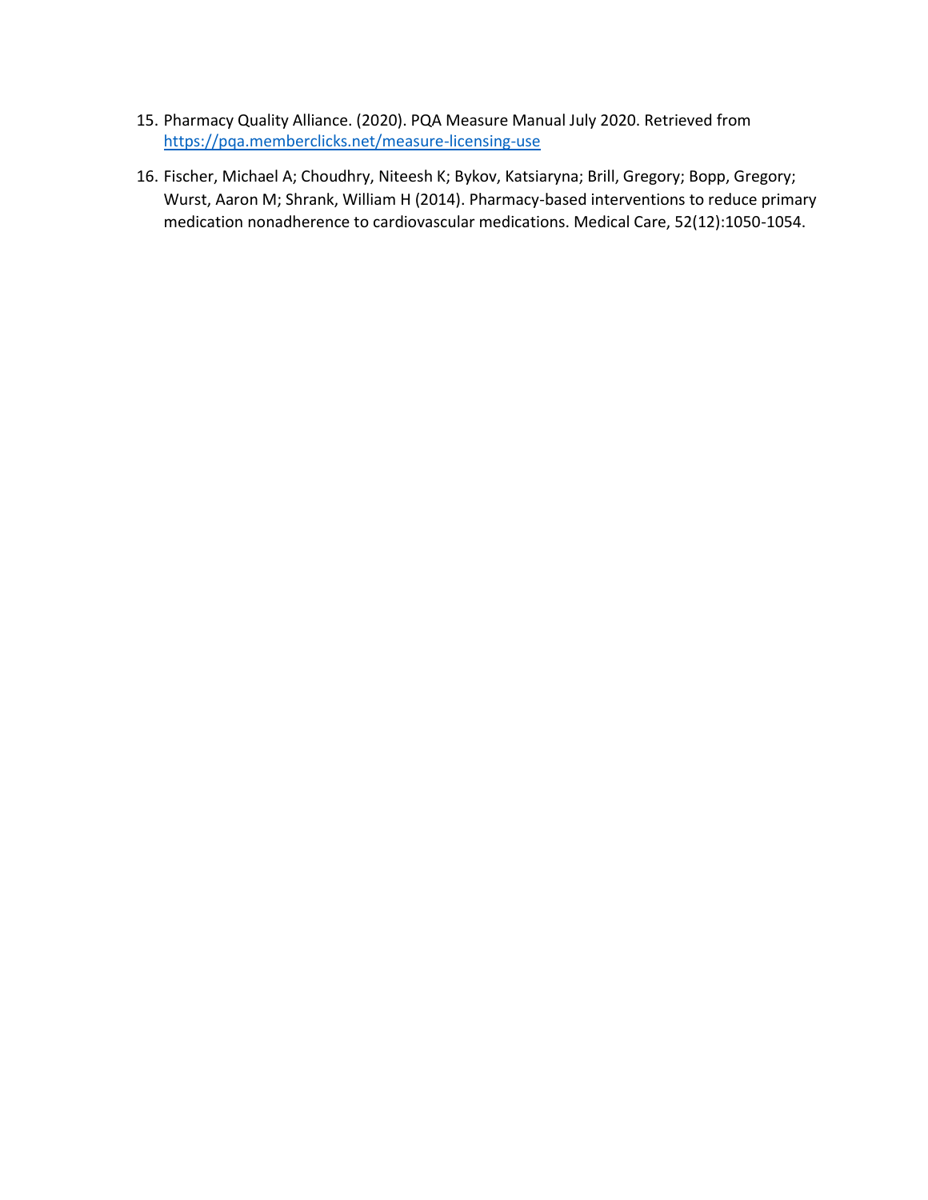15. Pharmacy Quality Alliance. (2020). PQA Measure Manual July 2020. Retrieved from https://pqa.memberclicks.net/measure-licensing-use
16. Fischer, Michael A; Choudhry, Niteesh K; Bykov, Katsiaryna; Brill, Gregory; Bopp, Gregory; Wurst, Aaron M; Shrank, William H (2014). Pharmacy-based interventions to reduce primary medication nonadherence to cardiovascular medications. Medical Care, 52(12):1050-1054.